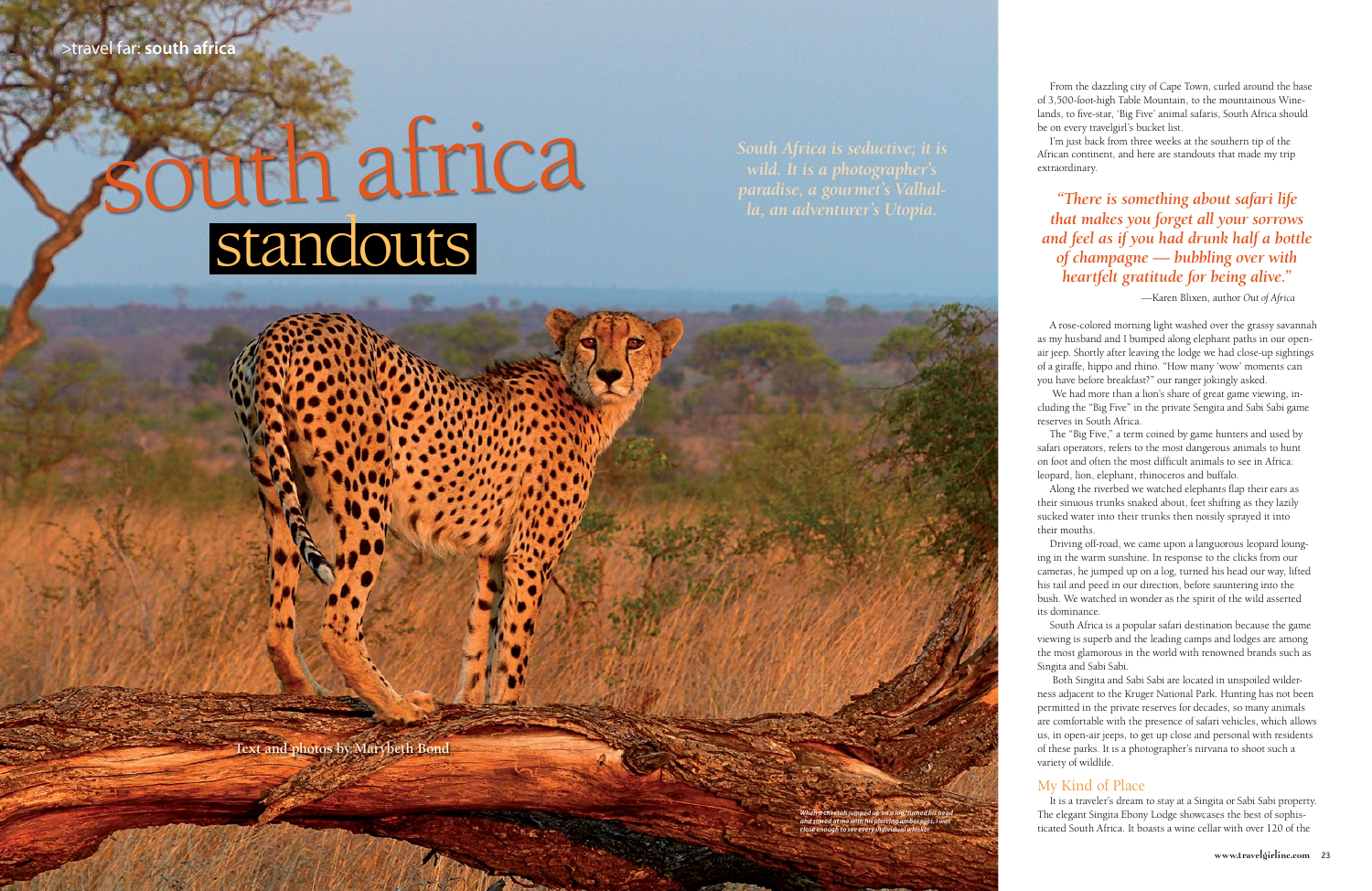>travel far: **south africa**

# south africa standouts

*South Africa is seductive; it is wild. It is a photographer's paradise, a gourmet's Valhalla, an adventurer's Utopia.*

Text and photos by Marybeth Bond

*When a cheetah jumped up on a log, turned his head and stared at me with his piercing amber eyes, I was close enough to see every individual whisker.*

From the dazzling city of Cape Town, curled around the base of 3,500-foot-high Table Mountain, to the mountainous Winelands, to five-star, 'Big Five' animal safaris, South Africa should be on every travelgirl's bucket list.

I'm just back from three weeks at the southern tip of the African continent, and here are standouts that made my trip extraordinary.

> *"There is something about safari life that makes you forget all your sorrows and feel as if you had drunk half a bottle of champagne — bubbling over with heartfelt gratitude for being alive."*
>
> —Karen Blixen, author *Out of Africa*

A rose-colored morning light washed over the grassy savannah as my husband and I bumped along elephant paths in our open-air jeep. Shortly after leaving the lodge we had close-up sightings of a giraffe, hippo and rhino. "How many 'wow' moments can you have before breakfast?" our ranger jokingly asked.

We had more than a lion's share of great game viewing, including the "Big Five" in the private Sengita and Sabi Sabi game reserves in South Africa.

The "Big Five," a term coined by game hunters and used by safari operators, refers to the most dangerous animals to hunt on foot and often the most difficult animals to see in Africa: leopard, lion, elephant, rhinoceros and buffalo.

Along the riverbed we watched elephants flap their ears as their sinuous trunks snaked about, feet shifting as they lazily sucked water into their trunks then noisily sprayed it into their mouths.

Driving off-road, we came upon a languorous leopard lounging in the warm sunshine. In response to the clicks from our cameras, he jumped up on a log, turned his head our way, lifted his tail and peed in our direction, before sauntering into the bush. We watched in wonder as the spirit of the wild asserted its dominance.

South Africa is a popular safari destination because the game viewing is superb and the leading camps and lodges are among the most glamorous in the world with renowned brands such as Singita and Sabi Sabi.

Both Singita and Sabi Sabi are located in unspoiled wilderness adjacent to the Kruger National Park. Hunting has not been permitted in the private reserves for decades, so many animals are comfortable with the presence of safari vehicles, which allows us, in open-air jeeps, to get up close and personal with residents of these parks. It is a photographer's nirvana to shoot such a variety of wildlife.

## My Kind of Place

It is a traveler's dream to stay at a Singita or Sabi Sabi property. The elegant Singita Ebony Lodge showcases the best of sophisticated South Africa. It boasts a wine cellar with over 120 of the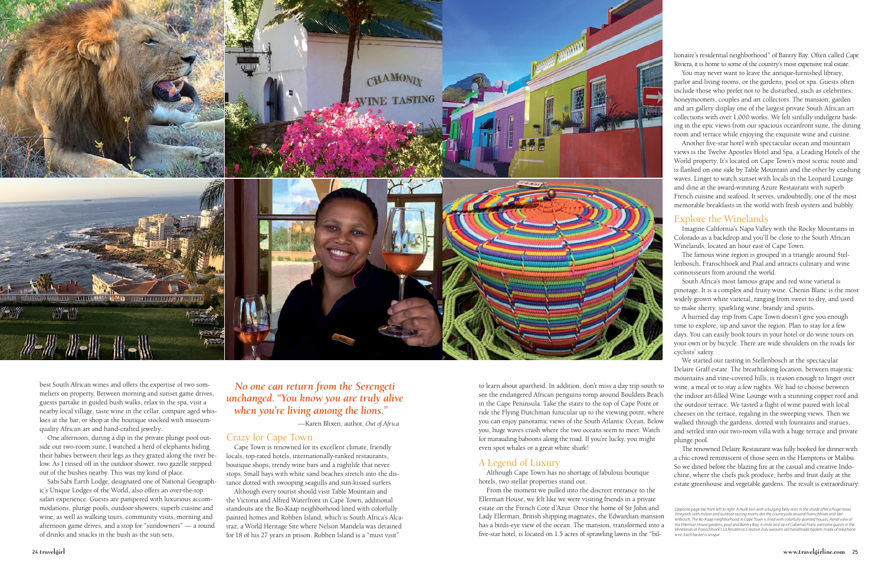best South African wines and offers the expertise of two sommeliers on property. Between morning and sunset game drives, guests partake in guided bush walks, relax in the spa, visit a nearby local village, taste wine in the cellar, compare aged whiskies at the bar, or shop at the boutique stocked with museum-quality African art and hand-crafted jewelry.

One afternoon, during a dip in the private plunge pool outside our two-room suite, I watched a herd of elephants hiding their babies between their legs as they grazed along the river below. As I rinsed off in the outdoor shower, two gazelle stepped out of the bushes nearby. This was my kind of place.

Sabi Sabi Earth Lodge, designated one of National Geographic's Unique Lodges of the World, also offers an over-the-top safari experience. Guests are pampered with luxurious accommodations, plunge pools, outdoor showers, superb cuisine and wine, as well as walking tours, community visits, morning and afternoon game drives, and a stop for "sundowners" — a round of drinks and snacks in the bush as the sun sets.

> ***No one can return from the Serengeti unchanged. "You know you are truly alive when you're living among the lions."***
>
> —Karen Blixen, author, *Out of Africa*

## Crazy for Cape Town

Cape Town is renowned for its excellent climate, friendly locals, top-rated hotels, internationally-ranked restaurants, boutique shops, trendy wine bars and a nightlife that never stops. Small bays with white sand beaches stretch into the distance dotted with swooping seagulls and sun-kissed surfers.

Although every tourist should visit Table Mountain and the Victoria and Alfred Waterfront in Cape Town, additional standouts are the Bo-Kaap neighborhood lined with colorfully painted homes and Robben Island, which is South Africa's Alcatraz, a World Heritage Site where Nelson Mandela was detained for 18 of his 27 years in prison. Robben Island is a "must visit" to learn about apartheid. In addition, don't miss a day trip south to see the endangered African penguins romp around Boulders Beach in the Cape Peninsula. Take the stairs to the top of Cape Point or ride the Flying Dutchman funicular up to the viewing point, where you can enjoy panoramic views of the South Atlantic Ocean. Below you, huge waves crash where the two oceans seem to meet. Watch for marauding baboons along the road. If you're lucky, you might even spot whales or a great white shark!

## A Legend of Luxury

Although Cape Town has no shortage of fabulous boutique hotels, two stellar properties stand out.

From the moment we pulled into the discreet entrance to the Ellerman House, we felt like we were visiting friends in a private estate on the French Cote d'Azur. Once the home of Sir John and Lady Ellerman, British shipping magnates, the Edwardian mansion has a birds-eye view of the ocean. The mansion, transformed into a five-star hotel, is located on 1.5 acres of sprawling lawns in the "billionaire's residential neighborhood" of Bantry Bay. Often called Cape Riviera, it is home to some of the country's most expensive real estate.

You may never want to leave the antique-furnished library, parlor and living rooms, or the gardens, pool or spa. Guests often include those who prefer not to be disturbed, such as celebrities, honeymooners, couples and art collectors. The mansion, garden and art gallery display one of the largest private South African art collections with over 1,000 works. We felt sinfully indulgent basking in the epic views from our spacious oceanfront suite, the dining room and terrace while enjoying the exquisite wine and cuisine.

Another five-star hotel with spectacular ocean and mountain views is the Twelve Apostles Hotel and Spa, a Leading Hotels of the World property. It's located on Cape Town's most scenic route and is flanked on one side by Table Mountain and the other by crashing waves. Linger to watch sunset with locals in the Leopard Lounge and dine at the award-winning Azure Restaurant with superb French cuisine and seafood. It serves, undoubtedly, one of the most memorable breakfasts in the world with fresh oysters and bubbly.

## Explore the Winelands

Imagine California's Napa Valley with the Rocky Mountains in Colorado as a backdrop and you'll be close to the South African Winelands, located an hour east of Cape Town.

The famous wine region is grouped in a triangle around Stellenbosch, Franschhoek and Paal and attracts culinary and wine connoisseurs from around the world.

South Africa's most famous grape and red wine varietal is pinotage. It is a complex and fruity wine. Chenin Blanc is the most widely grown white varietal, ranging from sweet to dry, and used to make sherry, sparkling wine, brandy and spirits.

A hurried day trip from Cape Town doesn't give you enough time to explore, sip and savor the region. Plan to stay for a few days. You can easily book tours in your hotel or do wine tours on your own or by bicycle. There are wide shoulders on the roads for cyclists' safety.

We started our tasting in Stellenbosch at the spectacular Delaire Graff estate. The breathtaking location, between majestic mountains and vine-covered hills, is reason enough to linger over wine, a meal or to stay a few nights. We had to choose between the indoor art-filled Wine Lounge with a stunning copper roof and the outdoor terrace. We tasted a flight of wine paired with local cheeses on the terrace, regaling in the sweeping views. Then we walked through the gardens, dotted with fountains and statues, and settled into our two-room villa with a huge terrace and private plunge pool.

The renowned Delaire Restaurant was fully booked for dinner with a chic crowd reminiscent of those seen in the Hamptons or Malibu. So we dined before the blazing fire at the casual and creative Indochine, where the chefs pick produce, herbs and fruit daily at the estate greenhouse and vegetable gardens. The result is extraordinary.

*Opposite page top from left to right: A male lion with a bulging belly rests in the shade after a huge meal; Vineyards with indoor and outdoor tasting rooms dot the countryside around Franschhoek and Stellenbosch; The Bo-Kaap neighborhood in Cape Town is lined with colorfully-painted houses; Aerial view of the Ellerman House gardens, pool and Bantry Bay; A smile and sip of Cabernet Franc welcome guests in the Winelands at Franschhoek's La Residence; Creative Zulu weavers sell handmade baskets made of telephone wire. Each basket is unique.*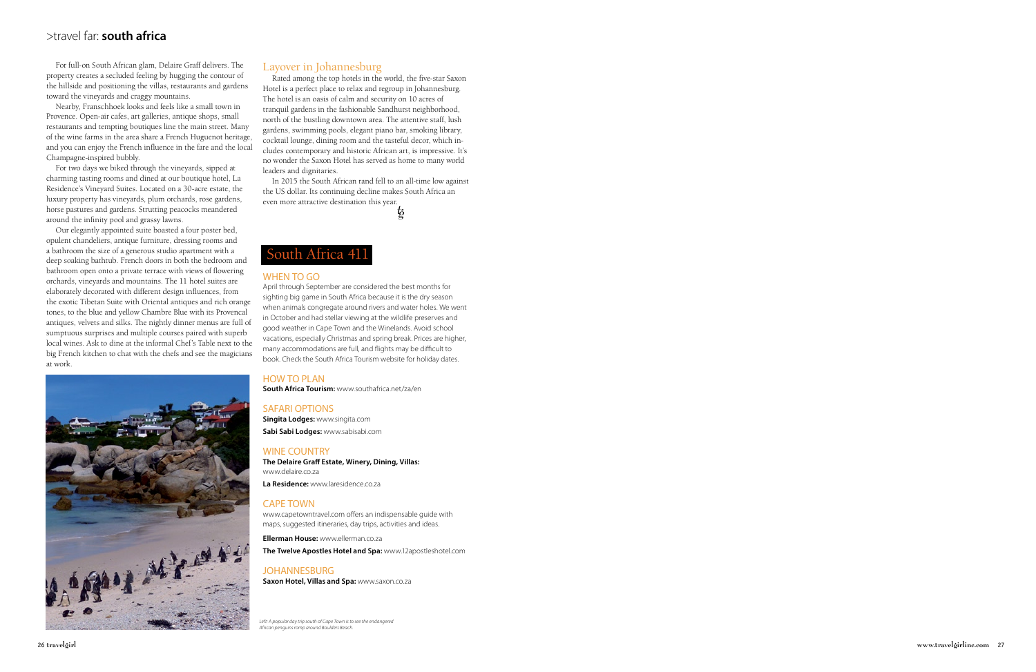For full-on South African glam, Delaire Graff delivers. The property creates a secluded feeling by hugging the contour of the hillside and positioning the villas, restaurants and gardens toward the vineyards and craggy mountains.

Nearby, Franschhoek looks and feels like a small town in Provence. Open-air cafes, art galleries, antique shops, small restaurants and tempting boutiques line the main street. Many of the wine farms in the area share a French Huguenot heritage, and you can enjoy the French influence in the fare and the local Champagne-inspired bubbly.

For two days we biked through the vineyards, sipped at charming tasting rooms and dined at our boutique hotel, La Residence's Vineyard Suites. Located on a 30-acre estate, the luxury property has vineyards, plum orchards, rose gardens, horse pastures and gardens. Strutting peacocks meandered around the infinity pool and grassy lawns.

Our elegantly appointed suite boasted a four poster bed, opulent chandeliers, antique furniture, dressing rooms and a bathroom the size of a generous studio apartment with a deep soaking bathtub. French doors in both the bedroom and bathroom open onto a private terrace with views of flowering orchards, vineyards and mountains. The 11 hotel suites are elaborately decorated with different design influences, from the exotic Tibetan Suite with Oriental antiques and rich orange tones, to the blue and yellow Chambre Blue with its Provencal antiques, velvets and silks. The nightly dinner menus are full of sumptuous surprises and multiple courses paired with superb local wines. Ask to dine at the informal Chef's Table next to the big French kitchen to chat with the chefs and see the magicians at work.

## Layover in Johannesburg

Rated among the top hotels in the world, the five-star Saxon Hotel is a perfect place to relax and regroup in Johannesburg. The hotel is an oasis of calm and security on 10 acres of tranquil gardens in the fashionable Sandhurst neighborhood, north of the bustling downtown area. The attentive staff, lush gardens, swimming pools, elegant piano bar, smoking library, cocktail lounge, dining room and the tasteful decor, which includes contemporary and historic African art, is impressive. It's no wonder the Saxon Hotel has served as home to many world leaders and dignitaries.

In 2015 the South African rand fell to an all-time low against the US dollar. Its continuing decline makes South Africa an even more attractive destination this year.

## South Africa 411

### WHEN TO GO

April through September are considered the best months for sighting big game in South Africa because it is the dry season when animals congregate around rivers and water holes. We went in October and had stellar viewing at the wildlife preserves and good weather in Cape Town and the Winelands. Avoid school vacations, especially Christmas and spring break. Prices are higher, many accommodations are full, and flights may be difficult to book. Check the South Africa Tourism website for holiday dates.

### HOW TO PLAN

**South Africa Tourism:** www.southafrica.net/za/en

### SAFARI OPTIONS

**Singita Lodges:** www.singita.com

**Sabi Sabi Lodges:** www.sabisabi.com

### WINE COUNTRY

**The Delaire Graff Estate, Winery, Dining, Villas:** www.delaire.co.za

**La Residence:** www.laresidence.co.za

### CAPE TOWN

www.capetowntravel.com offers an indispensable guide with maps, suggested itineraries, day trips, activities and ideas.

**Ellerman House:** www.ellerman.co.za

**The Twelve Apostles Hotel and Spa:** www.12apostleshotel.com

### JOHANNESBURG

**Saxon Hotel, Villas and Spa:** www.saxon.co.za

*Left: A popular day trip south of Cape Town is to see the endangered African penguins romp around Boulders Beach.*